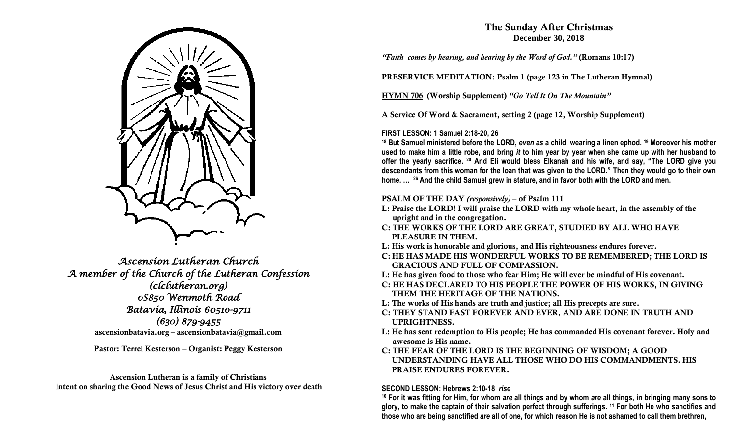*Ascension Lutheran Church*
*A member of the Church of the Lutheran Confession*
*(clclutheran.org)*
*0S850 Wenmoth Road*
*Batavia, Illinois 60510-9711*
*(630) 879-9455*
ascensionbatavia.org – ascensionbatavia@gmail.com

Pastor: Terrel Kesterson – Organist: Peggy Kesterson

Ascension Lutheran is a family of Christians
intent on sharing the Good News of Jesus Christ and His victory over death

# The Sunday After Christmas
## December 30, 2018

*"Faith comes by hearing, and hearing by the Word of God."* **(Romans 10:17)**

**PRESERVICE MEDITATION: Psalm 1 (page 123 in The Lutheran Hymnal)**

**HYMN 706 (Worship Supplement)** ***"Go Tell It On The Mountain"***

**A Service Of Word & Sacrament, setting 2 (page 12, Worship Supplement)**

**FIRST LESSON: 1 Samuel 2:18-20, 26**

**[18] But Samuel ministered before the LORD, *even as* a child, wearing a linen ephod. [19] Moreover his mother used to make him a little robe, and bring *it* to him year by year when she came up with her husband to offer the yearly sacrifice. [20] And Eli would bless Elkanah and his wife, and say, "The LORD give you descendants from this woman for the loan that was given to the LORD." Then they would go to their own home. … [26] And the child Samuel grew in stature, and in favor both with the LORD and men.**

**PSALM OF THE DAY** ***(responsively)*** **– of Psalm 111**

**L: Praise the LORD! I will praise the LORD with my whole heart, in the assembly of the upright and in the congregation.**
**C: THE WORKS OF THE LORD ARE GREAT, STUDIED BY ALL WHO HAVE PLEASURE IN THEM.**
**L: His work is honorable and glorious, and His righteousness endures forever.**
**C: HE HAS MADE HIS WONDERFUL WORKS TO BE REMEMBERED; THE LORD IS GRACIOUS AND FULL OF COMPASSION.**
**L: He has given food to those who fear Him; He will ever be mindful of His covenant.**
**C: HE HAS DECLARED TO HIS PEOPLE THE POWER OF HIS WORKS, IN GIVING THEM THE HERITAGE OF THE NATIONS.**
**L: The works of His hands are truth and justice; all His precepts are sure.**
**C: THEY STAND FAST FOREVER AND EVER, AND ARE DONE IN TRUTH AND UPRIGHTNESS.**
**L: He has sent redemption to His people; He has commanded His covenant forever. Holy and awesome is His name.**
**C: THE FEAR OF THE LORD IS THE BEGINNING OF WISDOM; A GOOD UNDERSTANDING HAVE ALL THOSE WHO DO HIS COMMANDMENTS. HIS PRAISE ENDURES FOREVER.**

**SECOND LESSON: Hebrews 2:10-18** ***rise***

**[10] For it was fitting for Him, for whom *are* all things and by whom *are* all things, in bringing many sons to glory, to make the captain of their salvation perfect through sufferings. [11] For both He who sanctifies and those who are being sanctified *are* all of one, for which reason He is not ashamed to call them brethren,**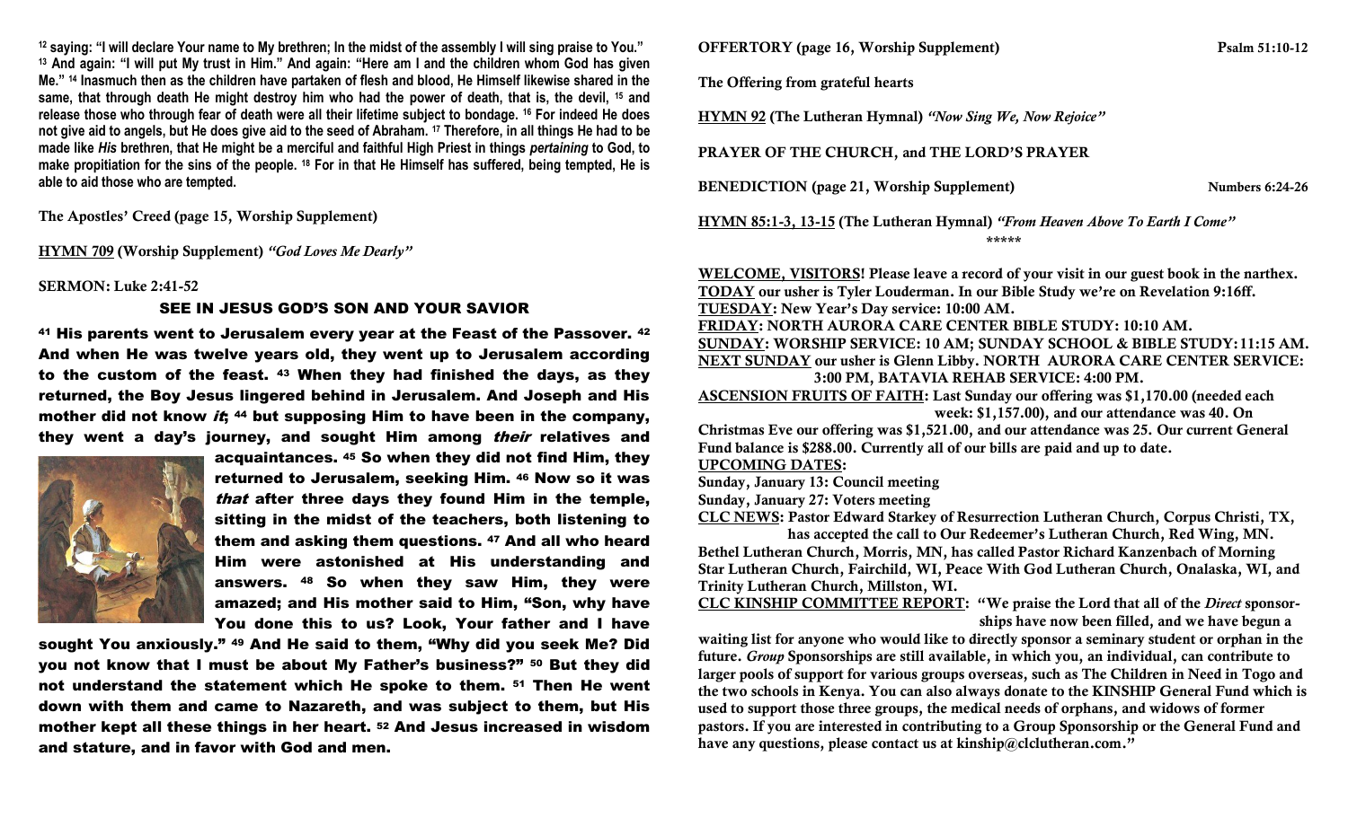[12] saying: "I will declare Your name to My brethren; In the midst of the assembly I will sing praise to You." [13] And again: "I will put My trust in Him." And again: "Here am I and the children whom God has given Me." [14] Inasmuch then as the children have partaken of flesh and blood, He Himself likewise shared in the same, that through death He might destroy him who had the power of death, that is, the devil, [15] and release those who through fear of death were all their lifetime subject to bondage. [16] For indeed He does not give aid to angels, but He does give aid to the seed of Abraham. [17] Therefore, in all things He had to be made like *His* brethren, that He might be a merciful and faithful High Priest in things *pertaining* to God, to make propitiation for the sins of the people. [18] For in that He Himself has suffered, being tempted, He is able to aid those who are tempted.

The Apostles' Creed (page 15, Worship Supplement)

HYMN 709 (Worship Supplement) *"God Loves Me Dearly"*

SERMON: Luke 2:41-52

## SEE IN JESUS GOD'S SON AND YOUR SAVIOR

[41] His parents went to Jerusalem every year at the Feast of the Passover. [42] And when He was twelve years old, they went up to Jerusalem according to the custom of the feast. [43] When they had finished the days, as they returned, the Boy Jesus lingered behind in Jerusalem. And Joseph and His mother did not know *it*; [44] but supposing Him to have been in the company, they went a day's journey, and sought Him among *their* relatives and acquaintances. [45] So when they did not find Him, they returned to Jerusalem, seeking Him. [46] Now so it was *that* after three days they found Him in the temple, sitting in the midst of the teachers, both listening to them and asking them questions. [47] And all who heard Him were astonished at His understanding and answers. [48] So when they saw Him, they were amazed; and His mother said to Him, "Son, why have You done this to us? Look, Your father and I have sought You anxiously." [49] And He said to them, "Why did you seek Me? Did you not know that I must be about My Father's business?" [50] But they did not understand the statement which He spoke to them. [51] Then He went down with them and came to Nazareth, and was subject to them, but His mother kept all these things in her heart. [52] And Jesus increased in wisdom and stature, and in favor with God and men.

OFFERTORY (page 16, Worship Supplement) Psalm 51:10-12

The Offering from grateful hearts

HYMN 92 (The Lutheran Hymnal) *"Now Sing We, Now Rejoice"*

PRAYER OF THE CHURCH, and THE LORD'S PRAYER

BENEDICTION (page 21, Worship Supplement) Numbers 6:24-26

HYMN 85:1-3, 13-15 (The Lutheran Hymnal) *"From Heaven Above To Earth I Come"*

\*\*\*\*\*

**WELCOME, VISITORS!** Please leave a record of your visit in our guest book in the narthex.
**TODAY** our usher is Tyler Louderman. In our Bible Study we're on Revelation 9:16ff.
**TUESDAY:** New Year's Day service: 10:00 AM.
**FRIDAY:** NORTH AURORA CARE CENTER BIBLE STUDY: 10:10 AM.
**SUNDAY:** WORSHIP SERVICE: 10 AM; SUNDAY SCHOOL & BIBLE STUDY: 11:15 AM.
**NEXT SUNDAY** our usher is Glenn Libby. NORTH AURORA CARE CENTER SERVICE: 3:00 PM, BATAVIA REHAB SERVICE: 4:00 PM.
**ASCENSION FRUITS OF FAITH:** Last Sunday our offering was $1,170.00 (needed each week: $1,157.00), and our attendance was 40. On Christmas Eve our offering was $1,521.00, and our attendance was 25. Our current General Fund balance is $288.00. Currently all of our bills are paid and up to date.
**UPCOMING DATES:**
Sunday, January 13: Council meeting
Sunday, January 27: Voters meeting
**CLC NEWS:** Pastor Edward Starkey of Resurrection Lutheran Church, Corpus Christi, TX, has accepted the call to Our Redeemer's Lutheran Church, Red Wing, MN.
Bethel Lutheran Church, Morris, MN, has called Pastor Richard Kanzenbach of Morning Star Lutheran Church, Fairchild, WI, Peace With God Lutheran Church, Onalaska, WI, and Trinity Lutheran Church, Millston, WI.
**CLC KINSHIP COMMITTEE REPORT:** "We praise the Lord that all of the *Direct* sponsorships have now been filled, and we have begun a waiting list for anyone who would like to directly sponsor a seminary student or orphan in the future. *Group* Sponsorships are still available, in which you, an individual, can contribute to larger pools of support for various groups overseas, such as The Children in Need in Togo and the two schools in Kenya. You can also always donate to the KINSHIP General Fund which is used to support those three groups, the medical needs of orphans, and widows of former pastors. If you are interested in contributing to a Group Sponsorship or the General Fund and have any questions, please contact us at kinship@clclutheran.com."